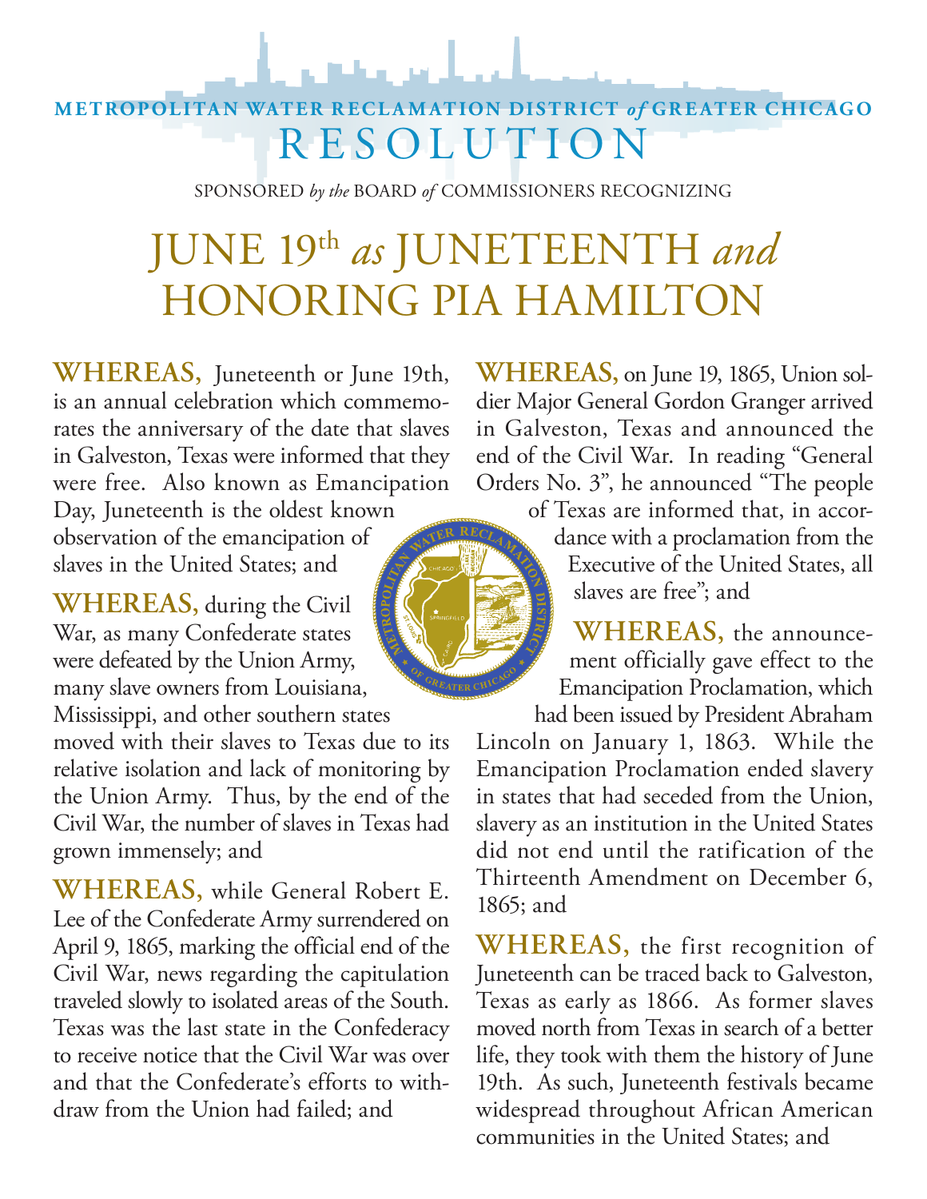METROPOLITAN WATER RECLAMATION DISTRICT *of* GREATER CHICAGO

# RESOLUTION

SPONSORED *by the* BOARD *of* COMMISSIONERS RECOGNIZING

# JUNE 19th *as* JUNETEENTH *and* HONORING PIA HAMILTON

**WHEREAS,** Juneteenth or June 19th, is an annual celebration which commemorates the anniversary of the date that slaves in Galveston, Texas were informed that they were free. Also known as Emancipation Day, Juneteenth is the oldest known observation of the emancipation of slaves in the United States; and

**WHEREAS,** during the Civil War, as many Confederate states were defeated by the Union Army, many slave owners from Louisiana, Mississippi, and other southern states moved with their slaves to Texas due to its relative isolation and lack of monitoring by the Union Army. Thus, by the end of the Civil War, the number of slaves in Texas had grown immensely; and

**WHEREAS,** while General Robert E. Lee of the Confederate Army surrendered on April 9, 1865, marking the official end of the Civil War, news regarding the capitulation traveled slowly to isolated areas of the South. Texas was the last state in the Confederacy to receive notice that the Civil War was over and that the Confederate's efforts to withdraw from the Union had failed; and

**WHEREAS,** on June 19, 1865, Union soldier Major General Gordon Granger arrived in Galveston, Texas and announced the end of the Civil War. In reading "General Orders No. 3", he announced "The people of Texas are informed that, in accordance with a proclamation from the Executive of the United States, all slaves are free"; and

**WHEREAS,** the announcement officially gave effect to the Emancipation Proclamation, which had been issued by President Abraham Lincoln on January 1, 1863. While the Emancipation Proclamation ended slavery in states that had seceded from the Union, slavery as an institution in the United States did not end until the ratification of the Thirteenth Amendment on December 6, 1865; and

**WHEREAS,** the first recognition of Juneteenth can be traced back to Galveston, Texas as early as 1866. As former slaves moved north from Texas in search of a better life, they took with them the history of June 19th. As such, Juneteenth festivals became widespread throughout African American communities in the United States; and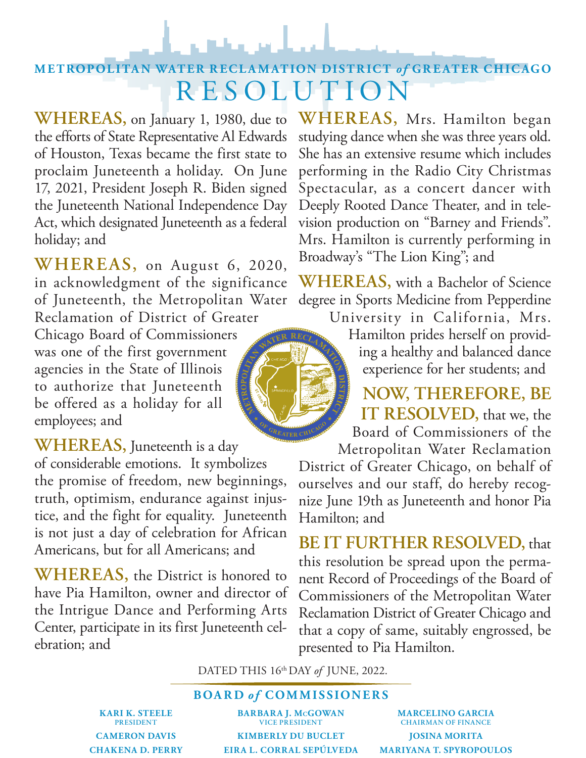**METROPOLITAN WATER RECLAMATION DISTRICT *of* GREATER CHICAGO**

# RESOLUTION

**WHEREAS,** on January 1, 1980, due to the efforts of State Representative Al Edwards of Houston, Texas became the first state to proclaim Juneteenth a holiday. On June 17, 2021, President Joseph R. Biden signed the Juneteenth National Independence Day Act, which designated Juneteenth as a federal holiday; and

**WHEREAS,** on August 6, 2020, in acknowledgment of the significance of Juneteenth, the Metropolitan Water Reclamation of District of Greater Chicago Board of Commissioners was one of the first government agencies in the State of Illinois to authorize that Juneteenth be offered as a holiday for all employees; and

**WHEREAS,** Juneteenth is a day of considerable emotions. It symbolizes the promise of freedom, new beginnings, truth, optimism, endurance against injustice, and the fight for equality. Juneteenth is not just a day of celebration for African Americans, but for all Americans; and

**WHEREAS,** the District is honored to have Pia Hamilton, owner and director of the Intrigue Dance and Performing Arts Center, participate in its first Juneteenth celebration; and

**WHEREAS,** Mrs. Hamilton began studying dance when she was three years old. She has an extensive resume which includes performing in the Radio City Christmas Spectacular, as a concert dancer with Deeply Rooted Dance Theater, and in television production on "Barney and Friends". Mrs. Hamilton is currently performing in Broadway's "The Lion King"; and

**WHEREAS,** with a Bachelor of Science degree in Sports Medicine from Pepperdine University in California, Mrs. Hamilton prides herself on providing a healthy and balanced dance experience for her students; and

**NOW, THEREFORE, BE IT RESOLVED,** that we, the Board of Commissioners of the Metropolitan Water Reclamation District of Greater Chicago, on behalf of ourselves and our staff, do hereby recognize June 19th as Juneteenth and honor Pia Hamilton; and

**BE IT FURTHER RESOLVED,** that this resolution be spread upon the permanent Record of Proceedings of the Board of Commissioners of the Metropolitan Water Reclamation District of Greater Chicago and that a copy of same, suitably engrossed, be presented to Pia Hamilton.

DATED THIS 16th DAY *of* JUNE, 2022.

**BOARD *of* COMMISSIONERS**

**KARI K. STEELE**
PRESIDENT

**BARBARA J. McGOWAN**
VICE PRESIDENT

**MARCELINO GARCIA**
CHAIRMAN OF FINANCE

**CAMERON DAVIS**

**KIMBERLY DU BUCLET**

**JOSINA MORITA**

**CHAKENA D. PERRY**

**EIRA L. CORRAL SEPÚLVEDA**

**MARIYANA T. SPYROPOULOS**